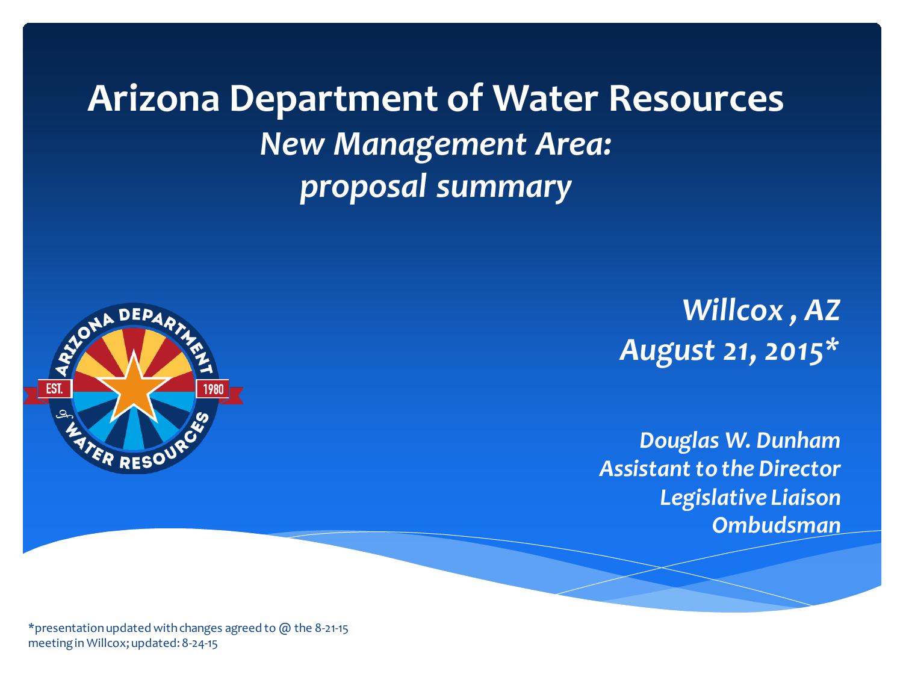# Arizona Department of Water Resources

## *New Management Area: proposal summary*

*Willcox , AZ*
*August 21, 2015**

*Douglas W. Dunham*
*Assistant to the Director*
*Legislative Liaison*
*Ombudsman*

*presentation updated with changes agreed to @ the 8-21-15 meeting in Willcox; updated: 8-24-15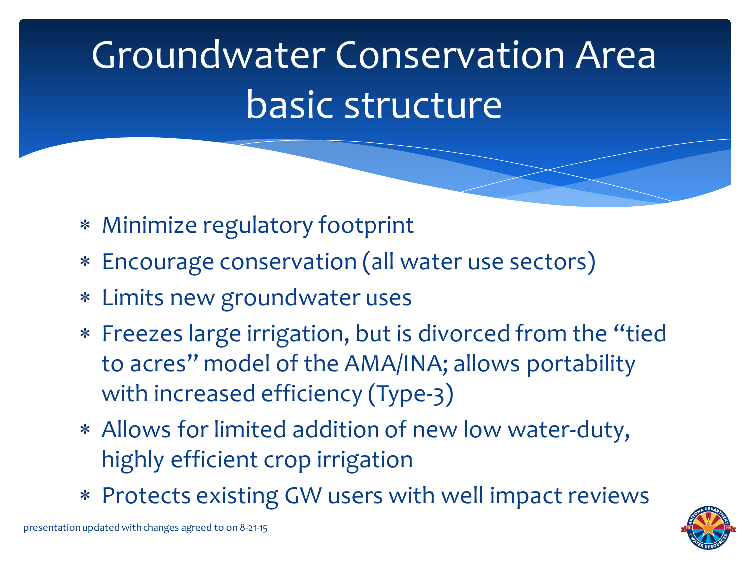# Groundwater Conservation Area basic structure

* Minimize regulatory footprint
* Encourage conservation (all water use sectors)
* Limits new groundwater uses
* Freezes large irrigation, but is divorced from the "tied to acres" model of the AMA/INA; allows portability with increased efficiency (Type-3)
* Allows for limited addition of new low water-duty, highly efficient crop irrigation
* Protects existing GW users with well impact reviews

presentation updated with changes agreed to on 8-21-15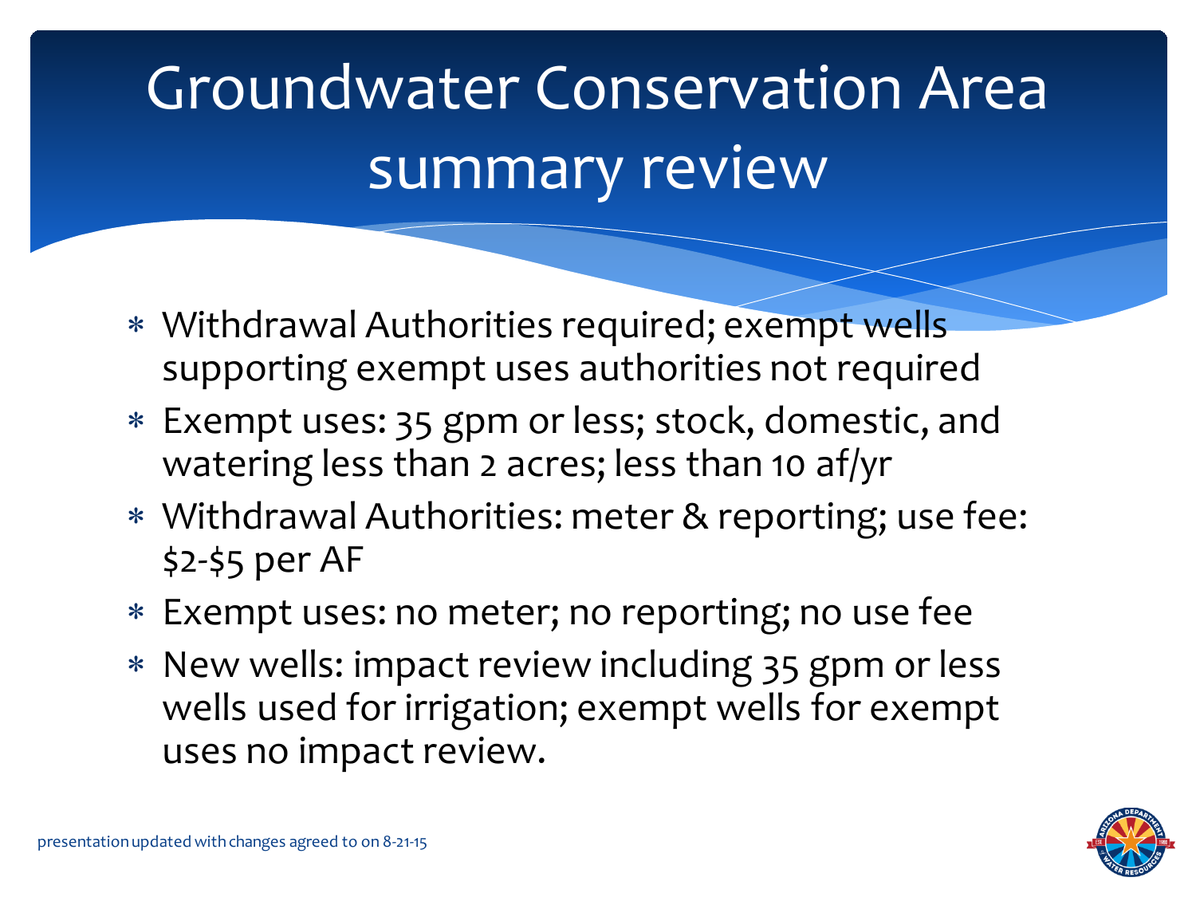# Groundwater Conservation Area summary review

- Withdrawal Authorities required; exempt wells supporting exempt uses authorities not required
- Exempt uses: 35 gpm or less; stock, domestic, and watering less than 2 acres; less than 10 af/yr
- Withdrawal Authorities: meter & reporting; use fee: $2-$5 per AF
- Exempt uses: no meter; no reporting; no use fee
- New wells: impact review including 35 gpm or less wells used for irrigation; exempt wells for exempt uses no impact review.

presentation updated with changes agreed to on 8-21-15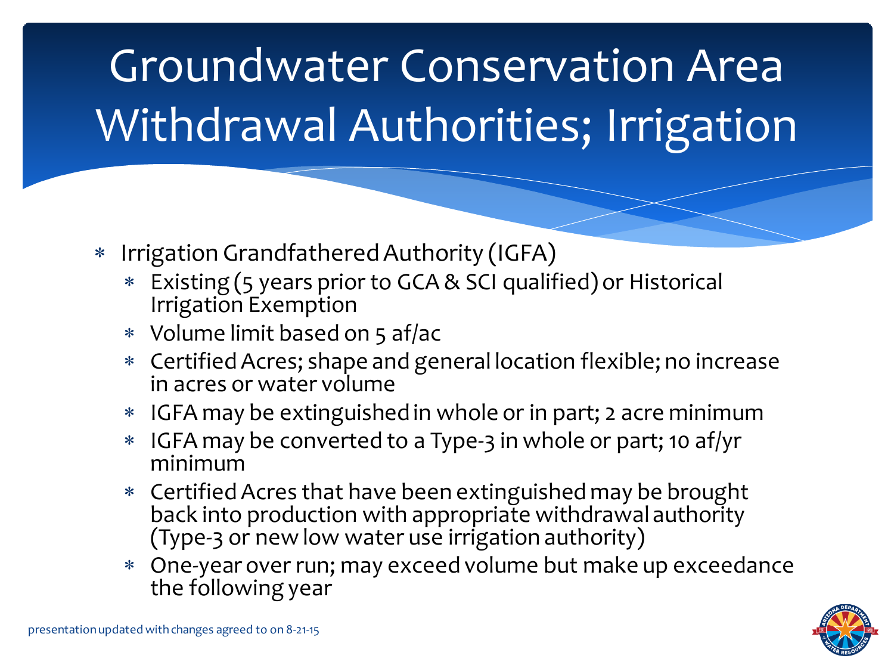# Groundwater Conservation Area Withdrawal Authorities; Irrigation

- Irrigation Grandfathered Authority (IGFA)
  - Existing (5 years prior to GCA & SCI qualified) or Historical Irrigation Exemption
  - Volume limit based on 5 af/ac
  - Certified Acres; shape and general location flexible; no increase in acres or water volume
  - IGFA may be extinguished in whole or in part; 2 acre minimum
  - IGFA may be converted to a Type-3 in whole or part; 10 af/yr minimum
  - Certified Acres that have been extinguished may be brought back into production with appropriate withdrawal authority (Type-3 or new low water use irrigation authority)
  - One-year over run; may exceed volume but make up exceedance the following year

presentation updated with changes agreed to on 8-21-15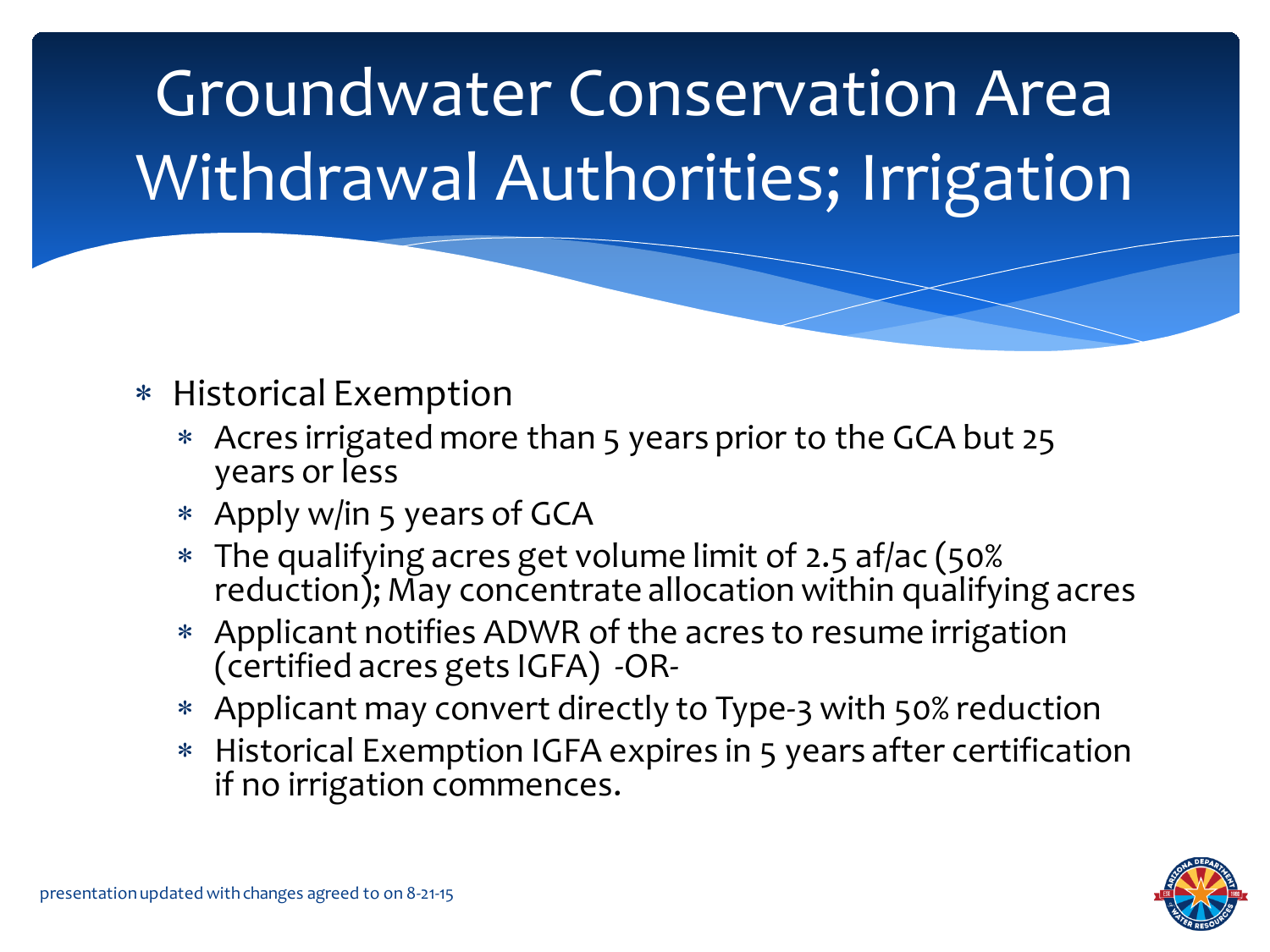# Groundwater Conservation Area Withdrawal Authorities; Irrigation

- Historical Exemption
  - Acres irrigated more than 5 years prior to the GCA but 25 years or less
  - Apply w/in 5 years of GCA
  - The qualifying acres get volume limit of 2.5 af/ac (50% reduction); May concentrate allocation within qualifying acres
  - Applicant notifies ADWR of the acres to resume irrigation (certified acres gets IGFA) -OR-
  - Applicant may convert directly to Type-3 with 50% reduction
  - Historical Exemption IGFA expires in 5 years after certification if no irrigation commences.

presentation updated with changes agreed to on 8-21-15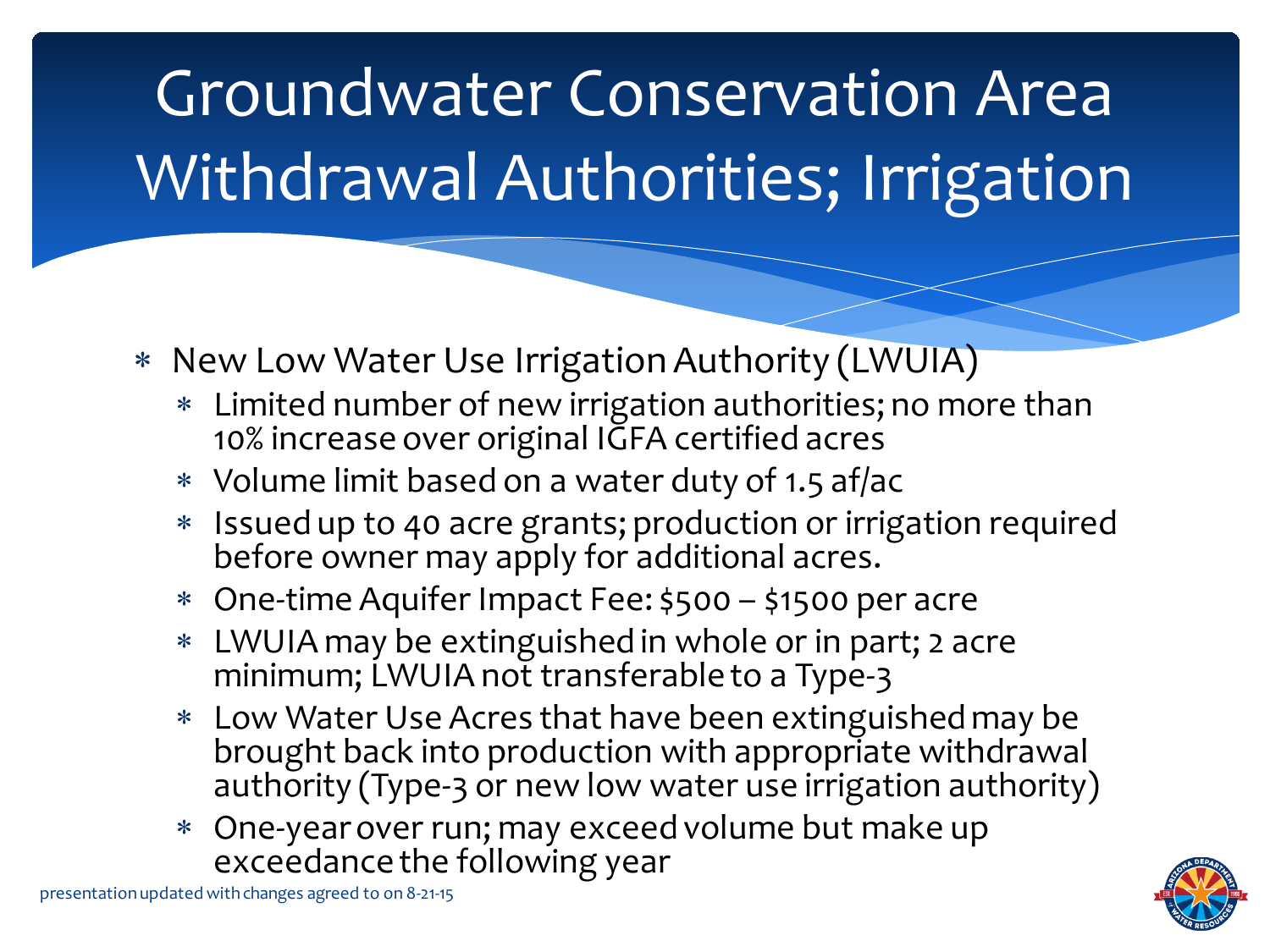# Groundwater Conservation Area Withdrawal Authorities; Irrigation

- New Low Water Use Irrigation Authority (LWUIA)
  - Limited number of new irrigation authorities; no more than 10% increase over original IGFA certified acres
  - Volume limit based on a water duty of 1.5 af/ac
  - Issued up to 40 acre grants; production or irrigation required before owner may apply for additional acres.
  - One-time Aquifer Impact Fee: $500 – $1500 per acre
  - LWUIA may be extinguished in whole or in part; 2 acre minimum; LWUIA not transferable to a Type-3
  - Low Water Use Acres that have been extinguished may be brought back into production with appropriate withdrawal authority (Type-3 or new low water use irrigation authority)
  - One-year over run; may exceed volume but make up exceedance the following year

presentation updated with changes agreed to on 8-21-15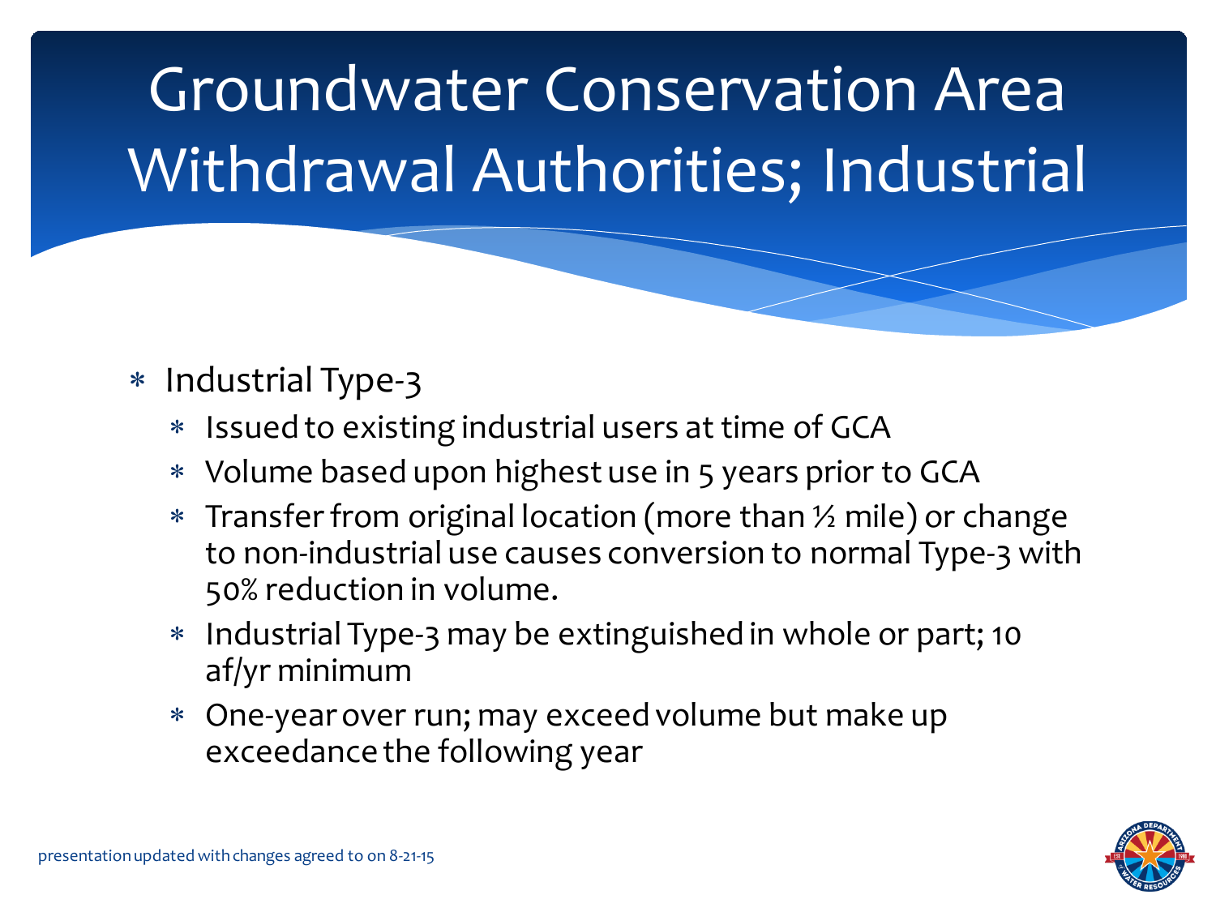# Groundwater Conservation Area Withdrawal Authorities; Industrial

- Industrial Type-3
  - Issued to existing industrial users at time of GCA
  - Volume based upon highest use in 5 years prior to GCA
  - Transfer from original location (more than ½ mile) or change to non-industrial use causes conversion to normal Type-3 with 50% reduction in volume.
  - Industrial Type-3 may be extinguished in whole or part; 10 af/yr minimum
  - One-year over run; may exceed volume but make up exceedance the following year

presentation updated with changes agreed to on 8-21-15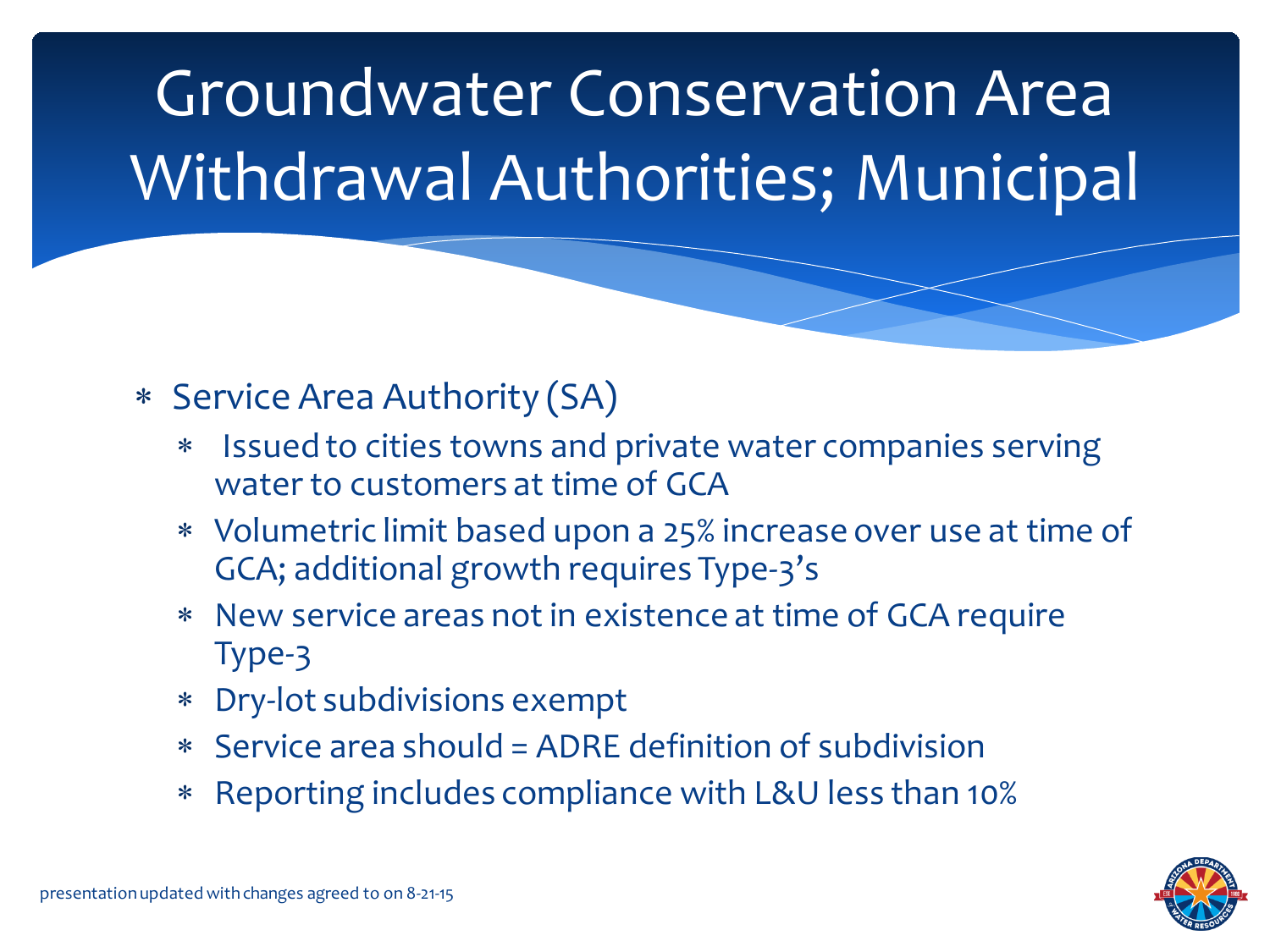# Groundwater Conservation Area Withdrawal Authorities; Municipal

* Service Area Authority (SA)
  * Issued to cities towns and private water companies serving water to customers at time of GCA
  * Volumetric limit based upon a 25% increase over use at time of GCA; additional growth requires Type-3's
  * New service areas not in existence at time of GCA require Type-3
  * Dry-lot subdivisions exempt
  * Service area should = ADRE definition of subdivision
  * Reporting includes compliance with L&U less than 10%

presentation updated with changes agreed to on 8-21-15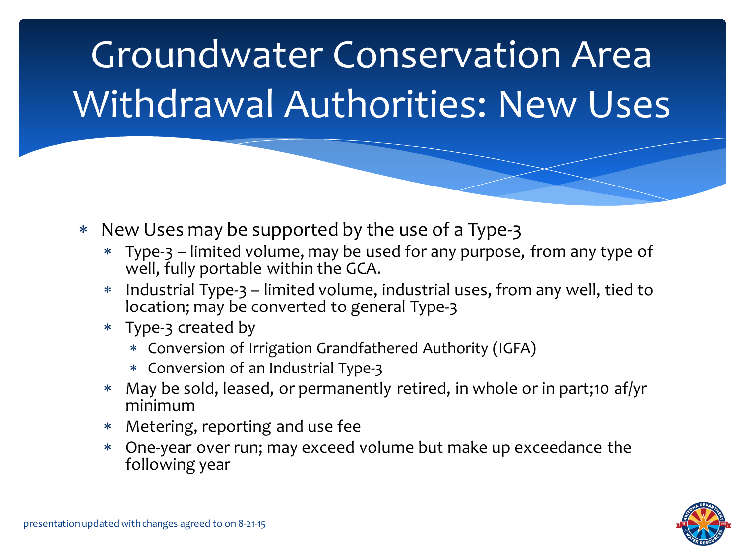# Groundwater Conservation Area Withdrawal Authorities: New Uses

- New Uses may be supported by the use of a Type-3
  - Type-3 – limited volume, may be used for any purpose, from any type of well, fully portable within the GCA.
  - Industrial Type-3 – limited volume, industrial uses, from any well, tied to location; may be converted to general Type-3
  - Type-3 created by
    - Conversion of Irrigation Grandfathered Authority (IGFA)
    - Conversion of an Industrial Type-3
  - May be sold, leased, or permanently retired, in whole or in part;10 af/yr minimum
  - Metering, reporting and use fee
  - One-year over run; may exceed volume but make up exceedance the following year

presentation updated with changes agreed to on 8-21-15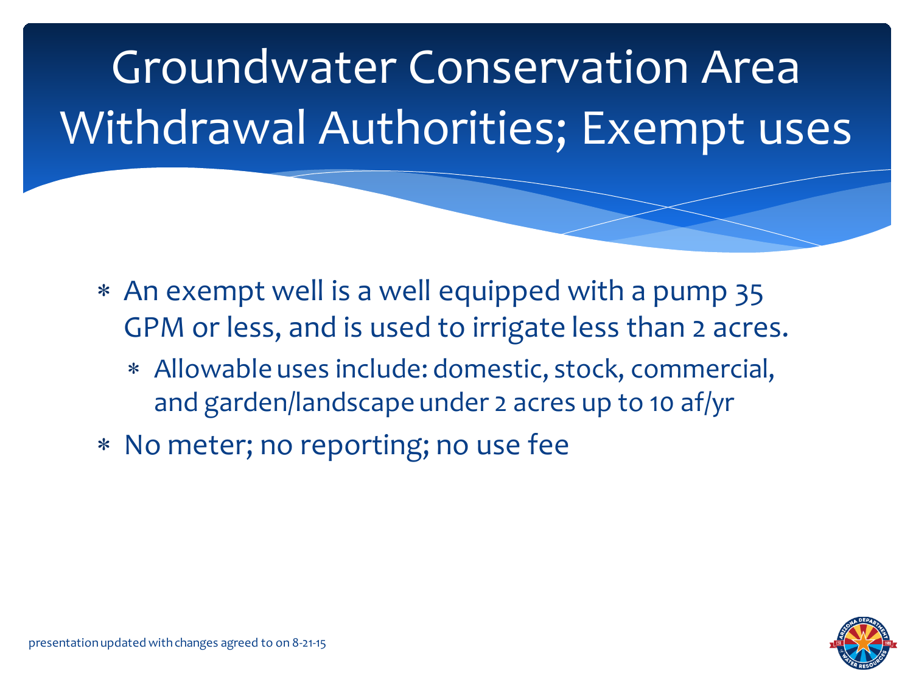# Groundwater Conservation Area Withdrawal Authorities; Exempt uses

- An exempt well is a well equipped with a pump 35 GPM or less, and is used to irrigate less than 2 acres.
  - Allowable uses include: domestic, stock, commercial, and garden/landscape under 2 acres up to 10 af/yr
- No meter; no reporting; no use fee

presentation updated with changes agreed to on 8-21-15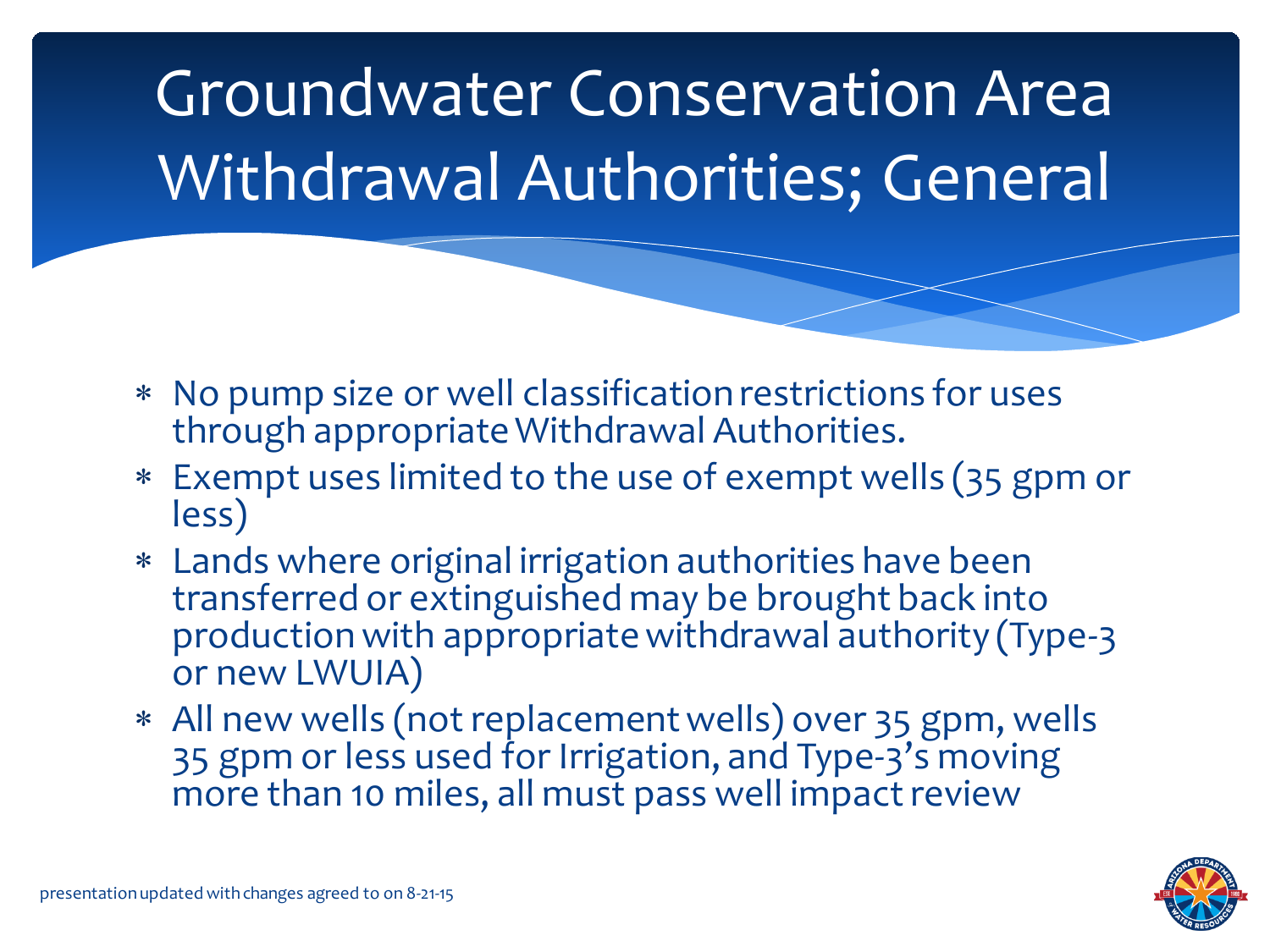# Groundwater Conservation Area Withdrawal Authorities; General

* No pump size or well classification restrictions for uses through appropriate Withdrawal Authorities.
* Exempt uses limited to the use of exempt wells (35 gpm or less)
* Lands where original irrigation authorities have been transferred or extinguished may be brought back into production with appropriate withdrawal authority (Type-3 or new LWUIA)
* All new wells (not replacement wells) over 35 gpm, wells 35 gpm or less used for Irrigation, and Type-3's moving more than 10 miles, all must pass well impact review

presentation updated with changes agreed to on 8-21-15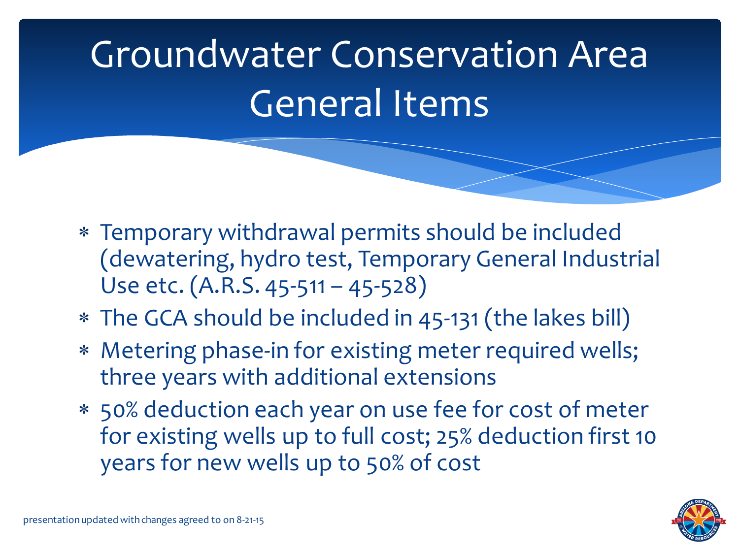# Groundwater Conservation Area General Items

- Temporary withdrawal permits should be included (dewatering, hydro test, Temporary General Industrial Use etc. (A.R.S. 45-511 – 45-528)
- The GCA should be included in 45-131 (the lakes bill)
- Metering phase-in for existing meter required wells; three years with additional extensions
- 50% deduction each year on use fee for cost of meter for existing wells up to full cost; 25% deduction first 10 years for new wells up to 50% of cost

presentation updated with changes agreed to on 8-21-15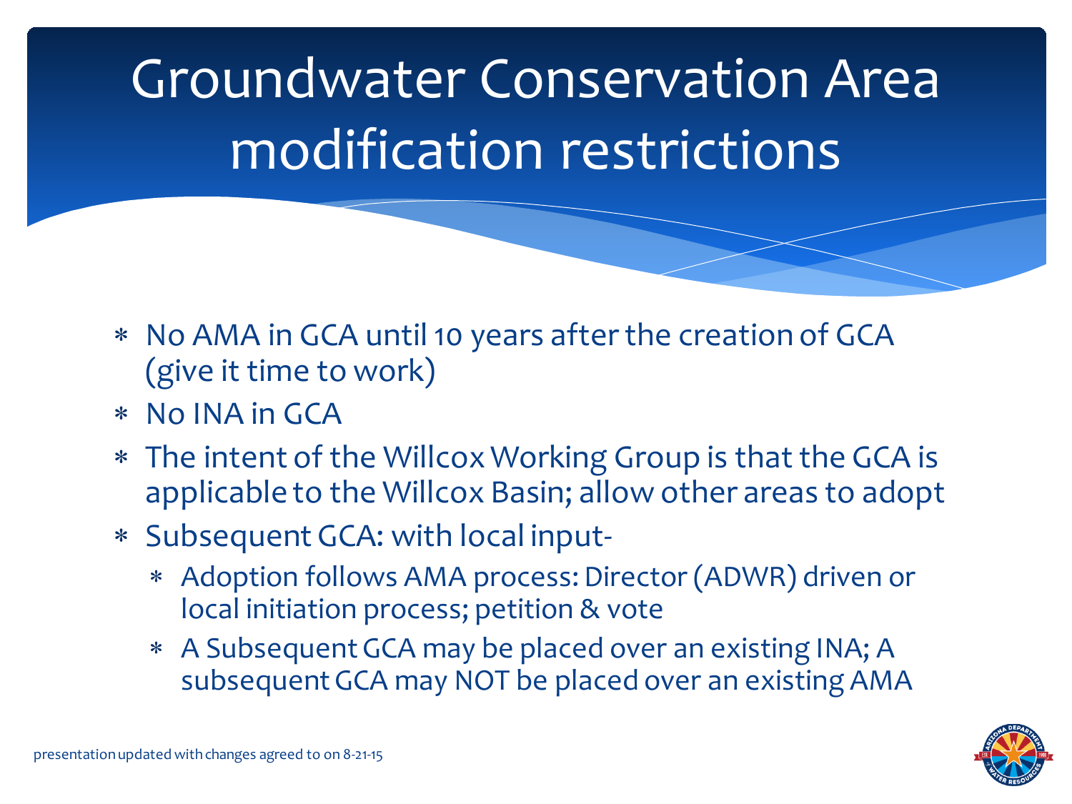# Groundwater Conservation Area modification restrictions

- No AMA in GCA until 10 years after the creation of GCA (give it time to work)
- No INA in GCA
- The intent of the Willcox Working Group is that the GCA is applicable to the Willcox Basin; allow other areas to adopt
- Subsequent GCA: with local input-
  - Adoption follows AMA process: Director (ADWR) driven or local initiation process; petition & vote
  - A Subsequent GCA may be placed over an existing INA; A subsequent GCA may NOT be placed over an existing AMA

presentation updated with changes agreed to on 8-21-15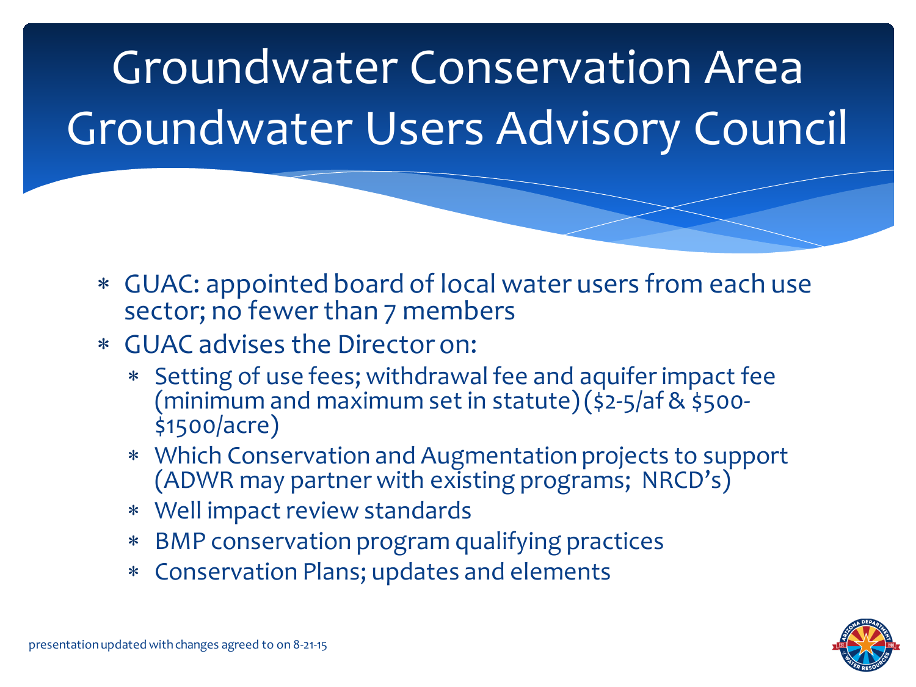# Groundwater Conservation Area Groundwater Users Advisory Council

- GUAC: appointed board of local water users from each use sector; no fewer than 7 members
- GUAC advises the Director on:
  - Setting of use fees; withdrawal fee and aquifer impact fee (minimum and maximum set in statute) ($2-5/af & $500-$1500/acre)
  - Which Conservation and Augmentation projects to support (ADWR may partner with existing programs; NRCD's)
  - Well impact review standards
  - BMP conservation program qualifying practices
  - Conservation Plans; updates and elements

presentation updated with changes agreed to on 8-21-15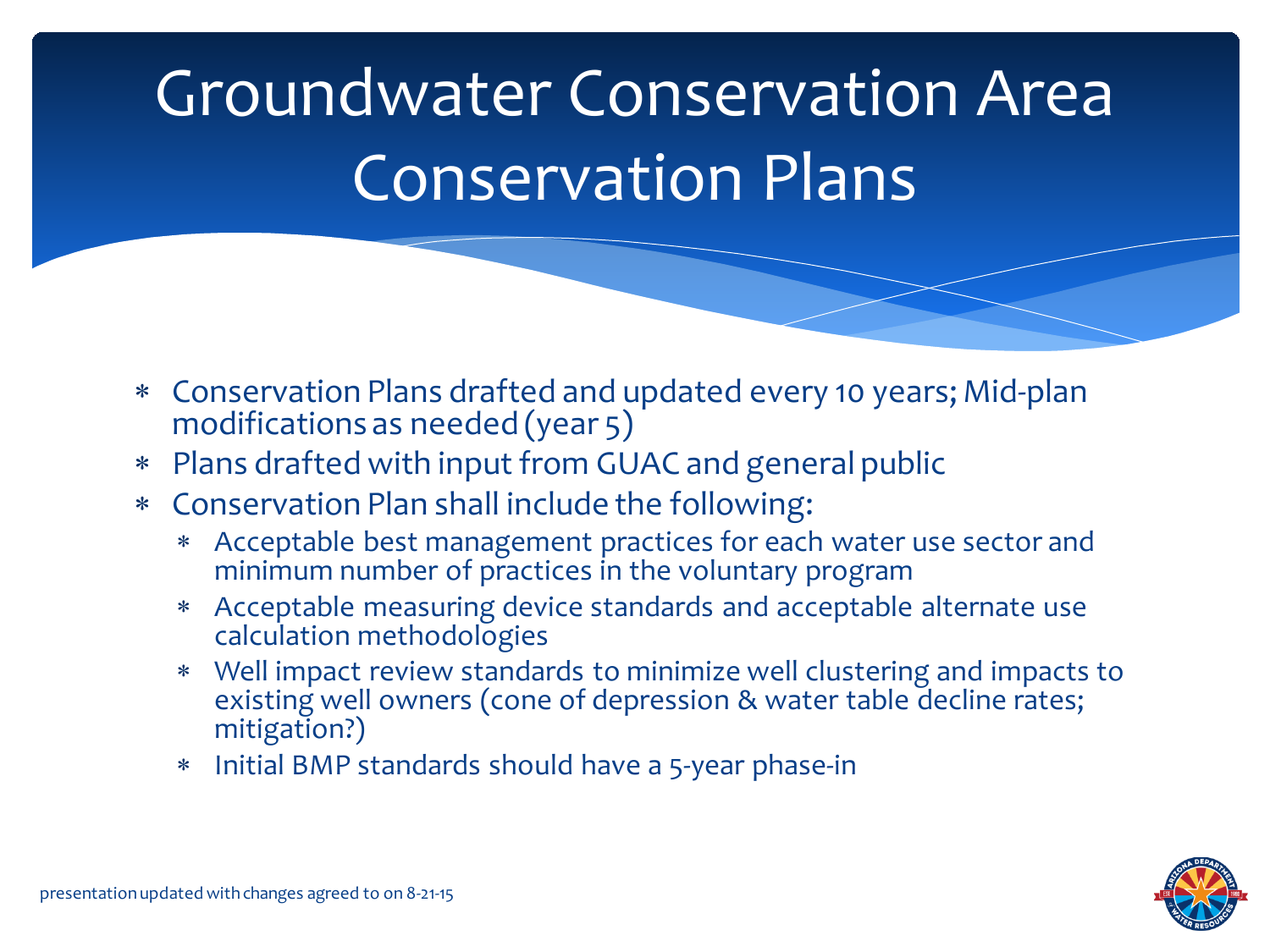# Groundwater Conservation Area Conservation Plans

- Conservation Plans drafted and updated every 10 years; Mid-plan modifications as needed (year 5)
- Plans drafted with input from GUAC and general public
- Conservation Plan shall include the following:
  - Acceptable best management practices for each water use sector and minimum number of practices in the voluntary program
  - Acceptable measuring device standards and acceptable alternate use calculation methodologies
  - Well impact review standards to minimize well clustering and impacts to existing well owners (cone of depression & water table decline rates; mitigation?)
  - Initial BMP standards should have a 5-year phase-in

presentation updated with changes agreed to on 8-21-15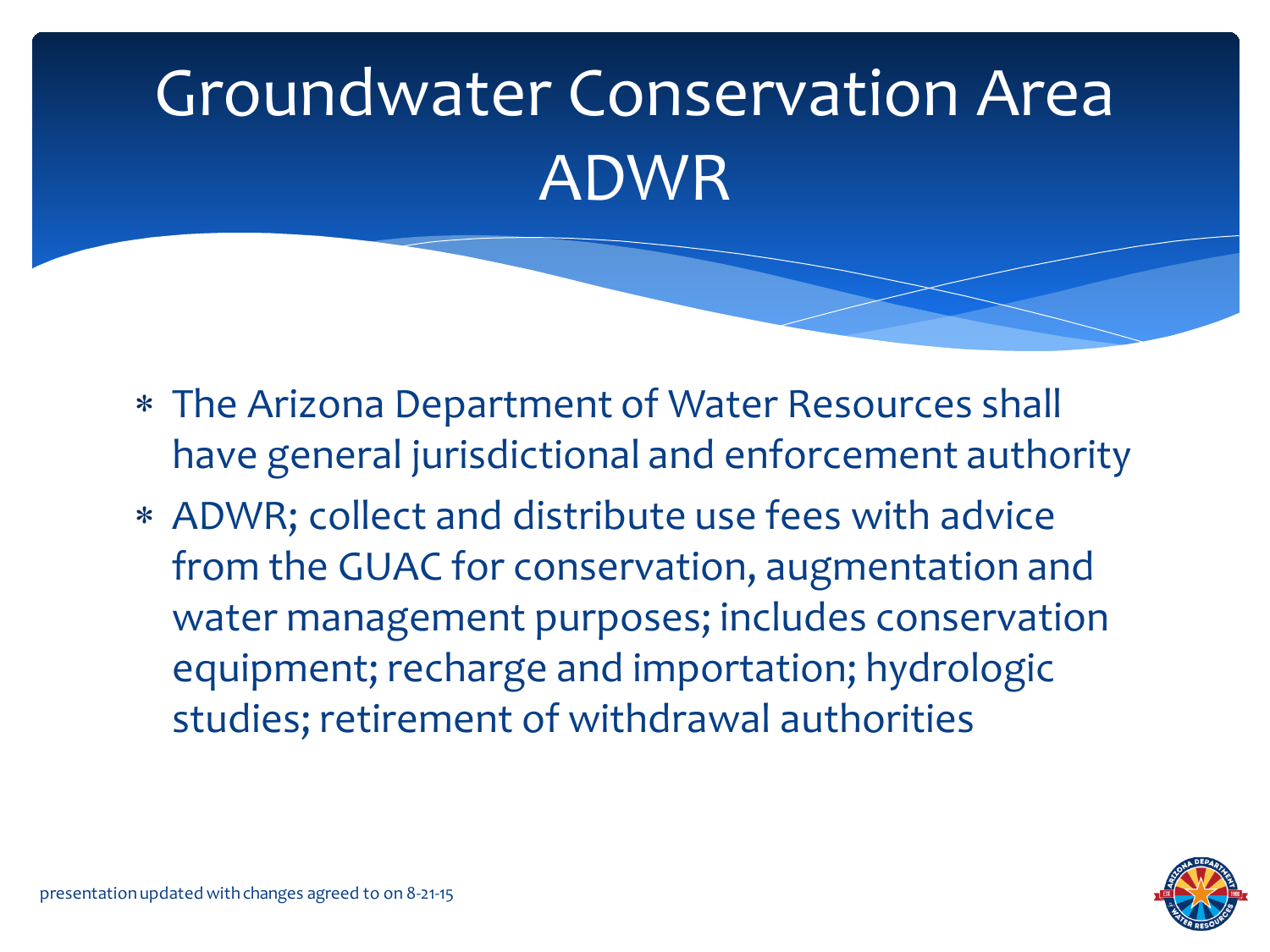# Groundwater Conservation Area ADWR

- The Arizona Department of Water Resources shall have general jurisdictional and enforcement authority
- ADWR; collect and distribute use fees with advice from the GUAC for conservation, augmentation and water management purposes; includes conservation equipment; recharge and importation; hydrologic studies; retirement of withdrawal authorities

presentation updated with changes agreed to on 8-21-15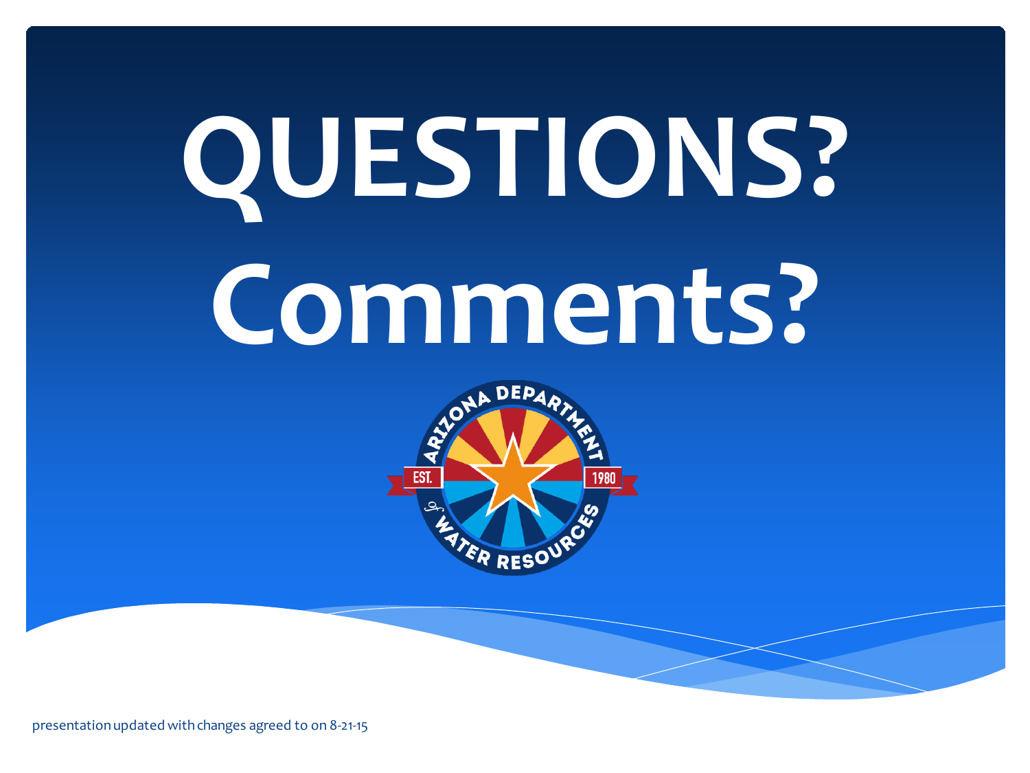# QUESTIONS?

# Comments?

ARIZONA DEPARTMENT of WATER RESOURCES

EST. 1980

presentation updated with changes agreed to on 8-21-15